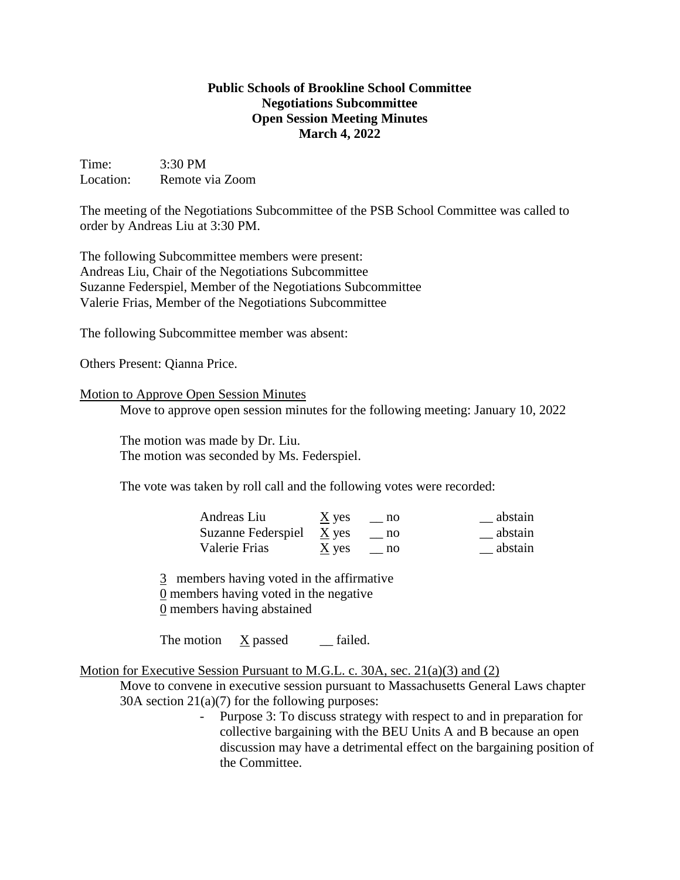**Public Schools of Brookline School Committee**
**Negotiations Subcommittee**
**Open Session Meeting Minutes**
**March 4, 2022**

Time: 3:30 PM
Location: Remote via Zoom

The meeting of the Negotiations Subcommittee of the PSB School Committee was called to order by Andreas Liu at 3:30 PM.

The following Subcommittee members were present:
Andreas Liu, Chair of the Negotiations Subcommittee
Suzanne Federspiel, Member of the Negotiations Subcommittee
Valerie Frias, Member of the Negotiations Subcommittee

The following Subcommittee member was absent:

Others Present: Qianna Price.

Motion to Approve Open Session Minutes

Move to approve open session minutes for the following meeting: January 10, 2022

The motion was made by Dr. Liu.
The motion was seconded by Ms. Federspiel.

The vote was taken by roll call and the following votes were recorded:

| | | | |
|---|---|---|---|
| Andreas Liu | X yes | __ no | __ abstain |
| Suzanne Federspiel | X yes | __ no | __ abstain |
| Valerie Frias | X yes | __ no | __ abstain |

3 members having voted in the affirmative
0 members having voted in the negative
0 members having abstained

The motion X passed __ failed.

Motion for Executive Session Pursuant to M.G.L. c. 30A, sec. 21(a)(3) and (2)

Move to convene in executive session pursuant to Massachusetts General Laws chapter 30A section 21(a)(7) for the following purposes:

- Purpose 3: To discuss strategy with respect to and in preparation for collective bargaining with the BEU Units A and B because an open discussion may have a detrimental effect on the bargaining position of the Committee.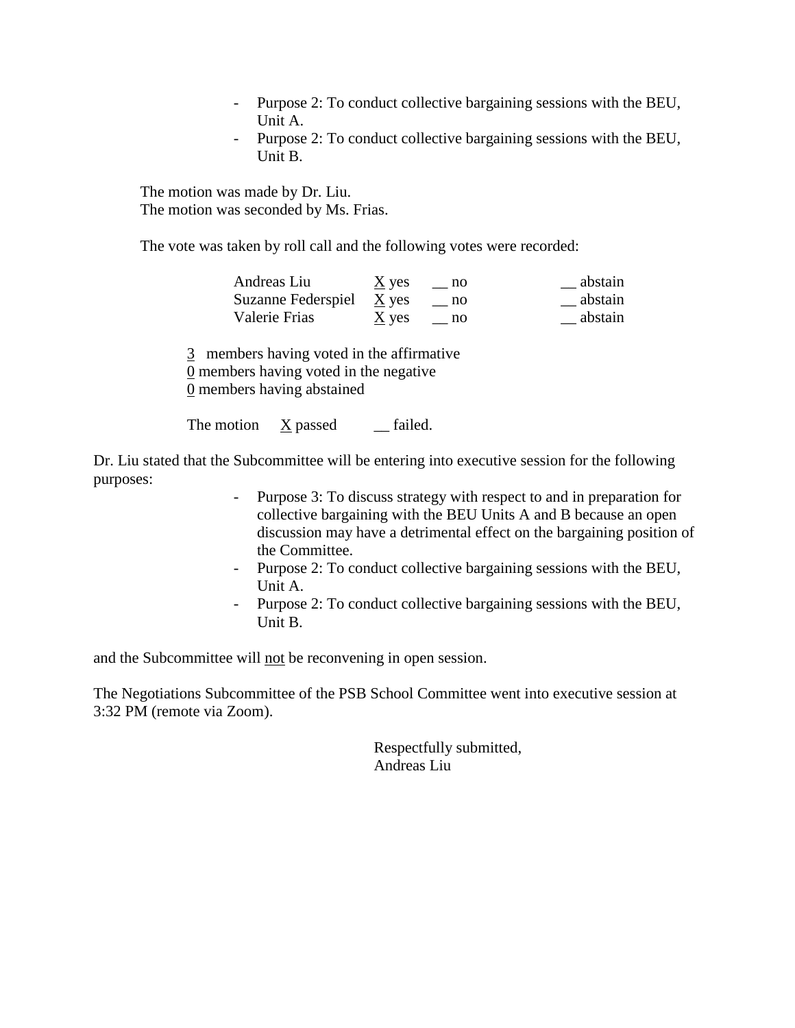- Purpose 2: To conduct collective bargaining sessions with the BEU, Unit A.
- Purpose 2: To conduct collective bargaining sessions with the BEU, Unit B.

The motion was made by Dr. Liu.
The motion was seconded by Ms. Frias.

The vote was taken by roll call and the following votes were recorded:

| | | | |
|---|---|---|---|
| Andreas Liu | X yes | __ no | __ abstain |
| Suzanne Federspiel | X yes | __ no | __ abstain |
| Valerie Frias | X yes | __ no | __ abstain |

3 members having voted in the affirmative
0 members having voted in the negative
0 members having abstained

The motion X passed __ failed.

Dr. Liu stated that the Subcommittee will be entering into executive session for the following purposes:

- Purpose 3: To discuss strategy with respect to and in preparation for collective bargaining with the BEU Units A and B because an open discussion may have a detrimental effect on the bargaining position of the Committee.
- Purpose 2: To conduct collective bargaining sessions with the BEU, Unit A.
- Purpose 2: To conduct collective bargaining sessions with the BEU, Unit B.

and the Subcommittee will not be reconvening in open session.

The Negotiations Subcommittee of the PSB School Committee went into executive session at 3:32 PM (remote via Zoom).

Respectfully submitted,
Andreas Liu